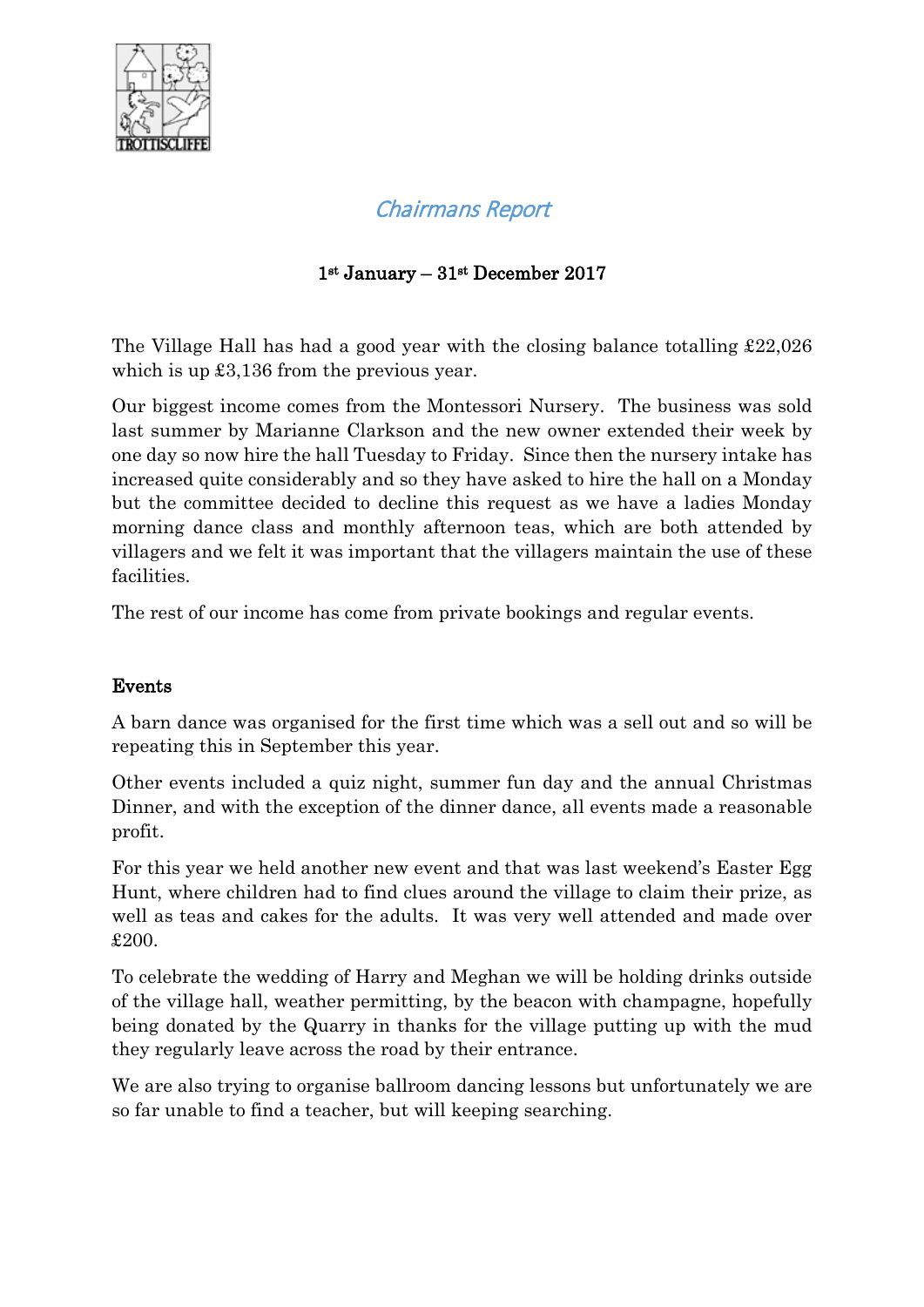# Chairmans Report

**1st January – 31st December 2017**

The Village Hall has had a good year with the closing balance totalling £22,026 which is up £3,136 from the previous year.

Our biggest income comes from the Montessori Nursery. The business was sold last summer by Marianne Clarkson and the new owner extended their week by one day so now hire the hall Tuesday to Friday. Since then the nursery intake has increased quite considerably and so they have asked to hire the hall on a Monday but the committee decided to decline this request as we have a ladies Monday morning dance class and monthly afternoon teas, which are both attended by villagers and we felt it was important that the villagers maintain the use of these facilities.

The rest of our income has come from private bookings and regular events.

## Events

A barn dance was organised for the first time which was a sell out and so will be repeating this in September this year.

Other events included a quiz night, summer fun day and the annual Christmas Dinner, and with the exception of the dinner dance, all events made a reasonable profit.

For this year we held another new event and that was last weekend's Easter Egg Hunt, where children had to find clues around the village to claim their prize, as well as teas and cakes for the adults. It was very well attended and made over £200.

To celebrate the wedding of Harry and Meghan we will be holding drinks outside of the village hall, weather permitting, by the beacon with champagne, hopefully being donated by the Quarry in thanks for the village putting up with the mud they regularly leave across the road by their entrance.

We are also trying to organise ballroom dancing lessons but unfortunately we are so far unable to find a teacher, but will keeping searching.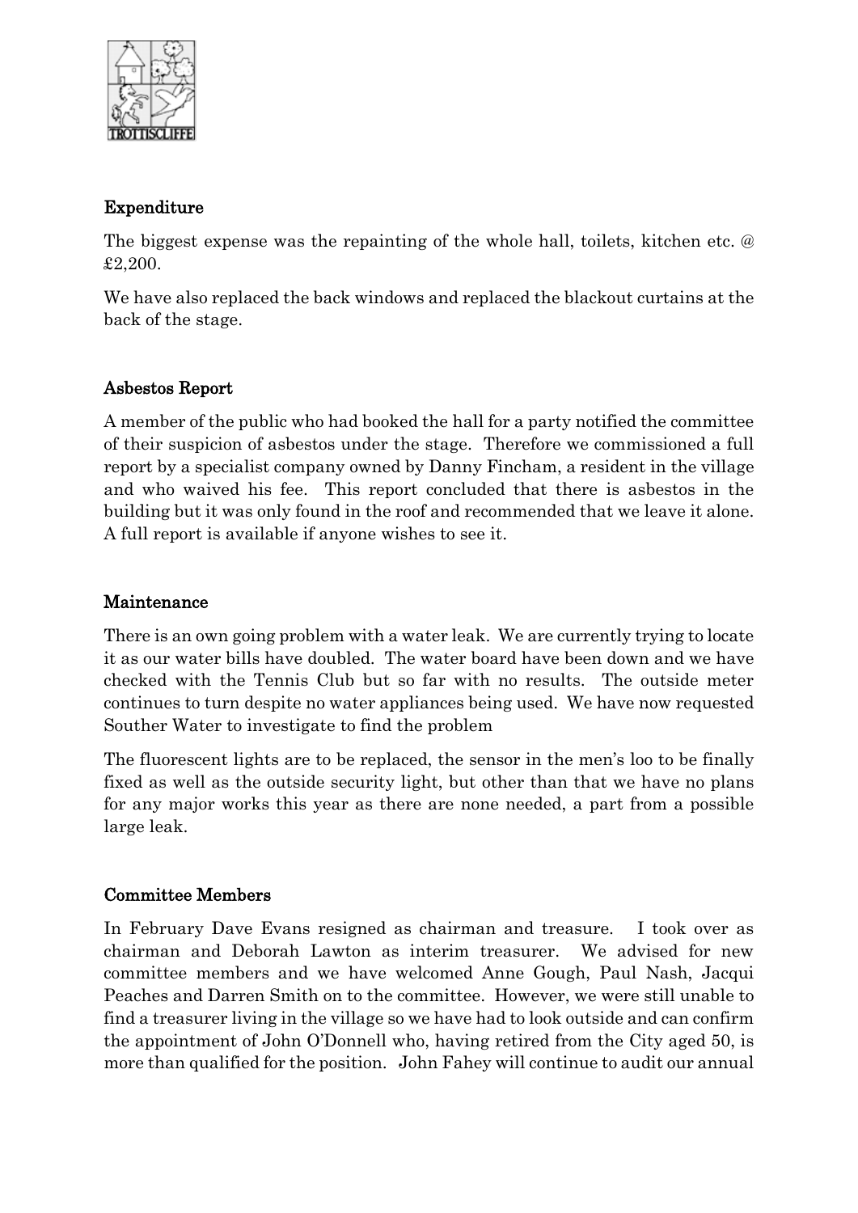## Expenditure

The biggest expense was the repainting of the whole hall, toilets, kitchen etc. @ £2,200.

We have also replaced the back windows and replaced the blackout curtains at the back of the stage.

## Asbestos Report

A member of the public who had booked the hall for a party notified the committee of their suspicion of asbestos under the stage. Therefore we commissioned a full report by a specialist company owned by Danny Fincham, a resident in the village and who waived his fee. This report concluded that there is asbestos in the building but it was only found in the roof and recommended that we leave it alone. A full report is available if anyone wishes to see it.

## Maintenance

There is an own going problem with a water leak. We are currently trying to locate it as our water bills have doubled. The water board have been down and we have checked with the Tennis Club but so far with no results. The outside meter continues to turn despite no water appliances being used. We have now requested Souther Water to investigate to find the problem

The fluorescent lights are to be replaced, the sensor in the men's loo to be finally fixed as well as the outside security light, but other than that we have no plans for any major works this year as there are none needed, a part from a possible large leak.

## Committee Members

In February Dave Evans resigned as chairman and treasure. I took over as chairman and Deborah Lawton as interim treasurer. We advised for new committee members and we have welcomed Anne Gough, Paul Nash, Jacqui Peaches and Darren Smith on to the committee. However, we were still unable to find a treasurer living in the village so we have had to look outside and can confirm the appointment of John O'Donnell who, having retired from the City aged 50, is more than qualified for the position. John Fahey will continue to audit our annual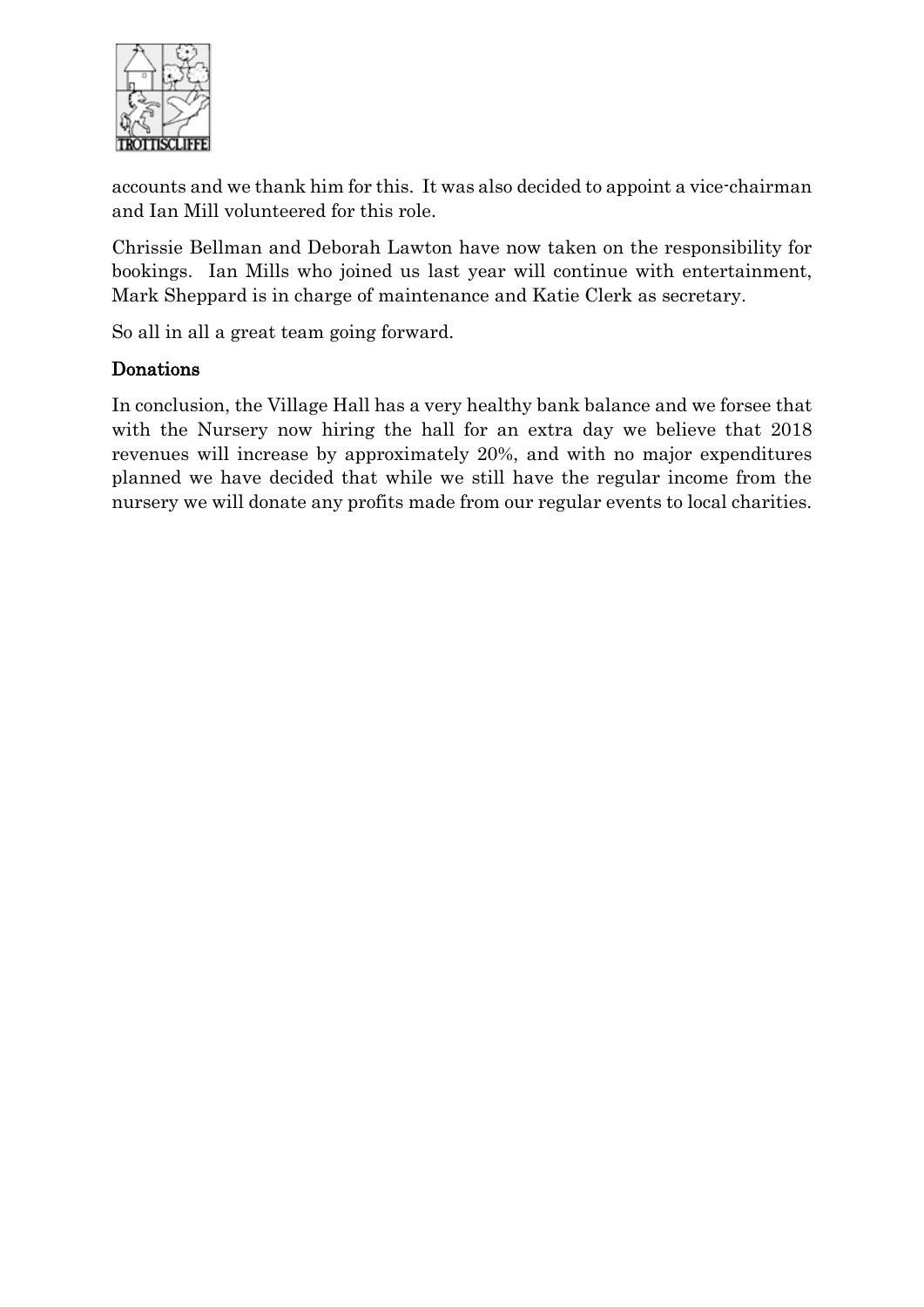accounts and we thank him for this. It was also decided to appoint a vice-chairman and Ian Mill volunteered for this role.

Chrissie Bellman and Deborah Lawton have now taken on the responsibility for bookings. Ian Mills who joined us last year will continue with entertainment, Mark Sheppard is in charge of maintenance and Katie Clerk as secretary.

So all in all a great team going forward.

## Donations

In conclusion, the Village Hall has a very healthy bank balance and we forsee that with the Nursery now hiring the hall for an extra day we believe that 2018 revenues will increase by approximately 20%, and with no major expenditures planned we have decided that while we still have the regular income from the nursery we will donate any profits made from our regular events to local charities.